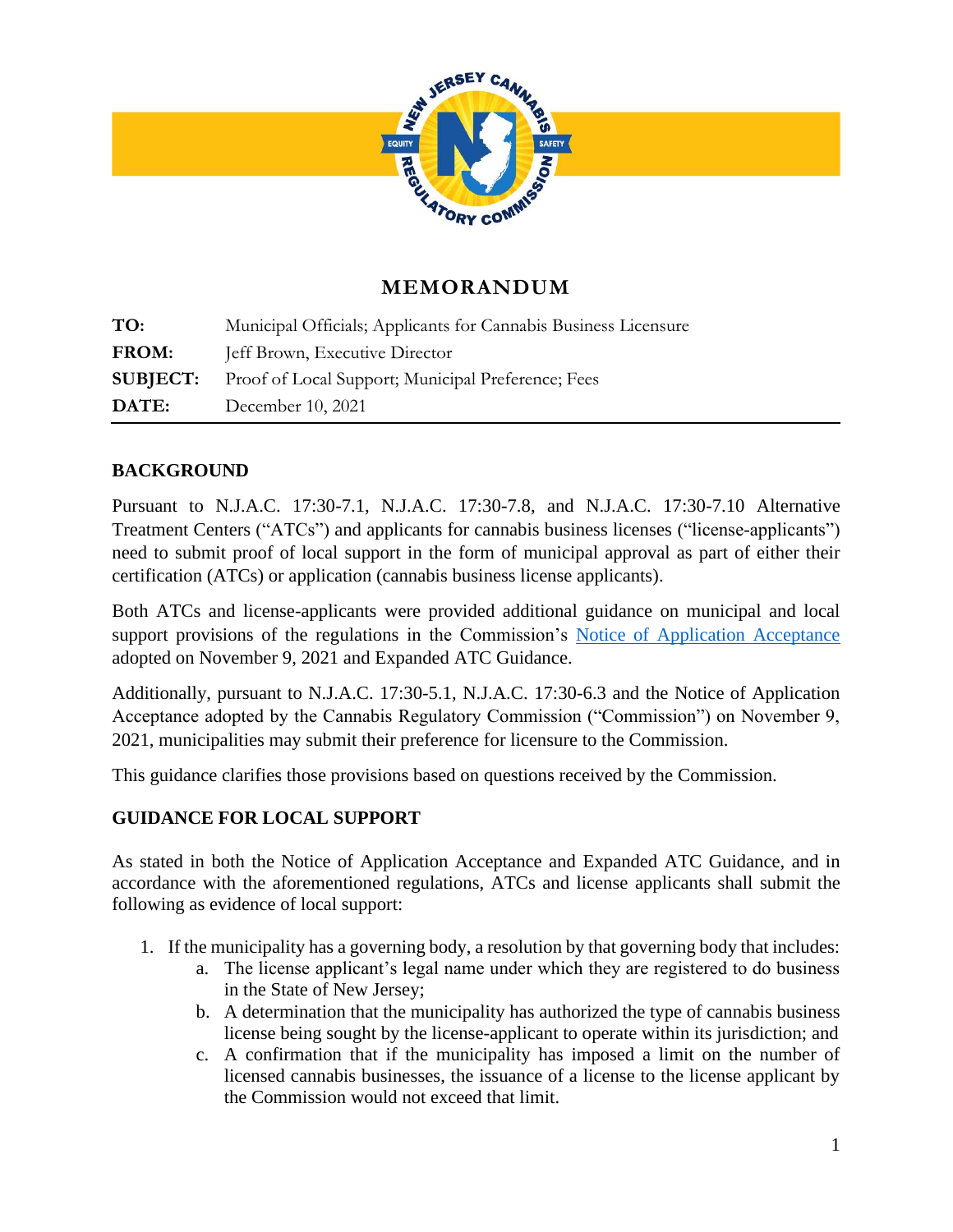# MEMORANDUM

**TO:** Municipal Officials; Applicants for Cannabis Business Licensure

**FROM:** Jeff Brown, Executive Director

**SUBJECT:** Proof of Local Support; Municipal Preference; Fees

**DATE:** December 10, 2021

---

## BACKGROUND

Pursuant to N.J.A.C. 17:30-7.1, N.J.A.C. 17:30-7.8, and N.J.A.C. 17:30-7.10 Alternative Treatment Centers ("ATCs") and applicants for cannabis business licenses ("license-applicants") need to submit proof of local support in the form of municipal approval as part of either their certification (ATCs) or application (cannabis business license applicants).

Both ATCs and license-applicants were provided additional guidance on municipal and local support provisions of the regulations in the Commission's Notice of Application Acceptance adopted on November 9, 2021 and Expanded ATC Guidance.

Additionally, pursuant to N.J.A.C. 17:30-5.1, N.J.A.C. 17:30-6.3 and the Notice of Application Acceptance adopted by the Cannabis Regulatory Commission ("Commission") on November 9, 2021, municipalities may submit their preference for licensure to the Commission.

This guidance clarifies those provisions based on questions received by the Commission.

## GUIDANCE FOR LOCAL SUPPORT

As stated in both the Notice of Application Acceptance and Expanded ATC Guidance, and in accordance with the aforementioned regulations, ATCs and license applicants shall submit the following as evidence of local support:

1. If the municipality has a governing body, a resolution by that governing body that includes:
   a. The license applicant's legal name under which they are registered to do business in the State of New Jersey;
   b. A determination that the municipality has authorized the type of cannabis business license being sought by the license-applicant to operate within its jurisdiction; and
   c. A confirmation that if the municipality has imposed a limit on the number of licensed cannabis businesses, the issuance of a license to the license applicant by the Commission would not exceed that limit.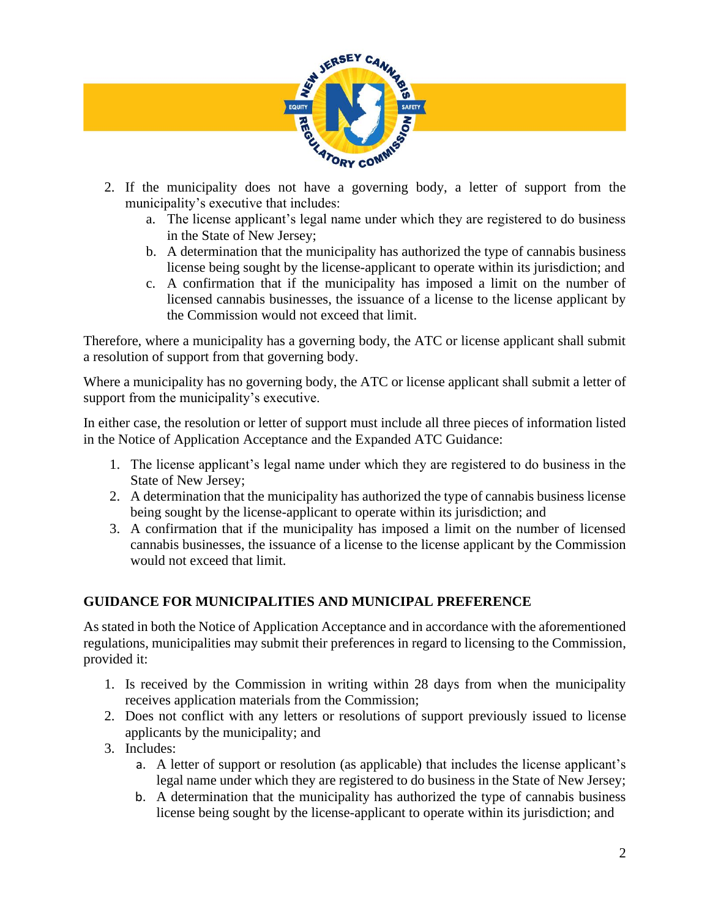2. If the municipality does not have a governing body, a letter of support from the municipality's executive that includes:
    a. The license applicant's legal name under which they are registered to do business in the State of New Jersey;
    b. A determination that the municipality has authorized the type of cannabis business license being sought by the license-applicant to operate within its jurisdiction; and
    c. A confirmation that if the municipality has imposed a limit on the number of licensed cannabis businesses, the issuance of a license to the license applicant by the Commission would not exceed that limit.

Therefore, where a municipality has a governing body, the ATC or license applicant shall submit a resolution of support from that governing body.

Where a municipality has no governing body, the ATC or license applicant shall submit a letter of support from the municipality's executive.

In either case, the resolution or letter of support must include all three pieces of information listed in the Notice of Application Acceptance and the Expanded ATC Guidance:

1. The license applicant's legal name under which they are registered to do business in the State of New Jersey;
2. A determination that the municipality has authorized the type of cannabis business license being sought by the license-applicant to operate within its jurisdiction; and
3. A confirmation that if the municipality has imposed a limit on the number of licensed cannabis businesses, the issuance of a license to the license applicant by the Commission would not exceed that limit.

**GUIDANCE FOR MUNICIPALITIES AND MUNICIPAL PREFERENCE**

As stated in both the Notice of Application Acceptance and in accordance with the aforementioned regulations, municipalities may submit their preferences in regard to licensing to the Commission, provided it:

1. Is received by the Commission in writing within 28 days from when the municipality receives application materials from the Commission;
2. Does not conflict with any letters or resolutions of support previously issued to license applicants by the municipality; and
3. Includes:
    a. A letter of support or resolution (as applicable) that includes the license applicant's legal name under which they are registered to do business in the State of New Jersey;
    b. A determination that the municipality has authorized the type of cannabis business license being sought by the license-applicant to operate within its jurisdiction; and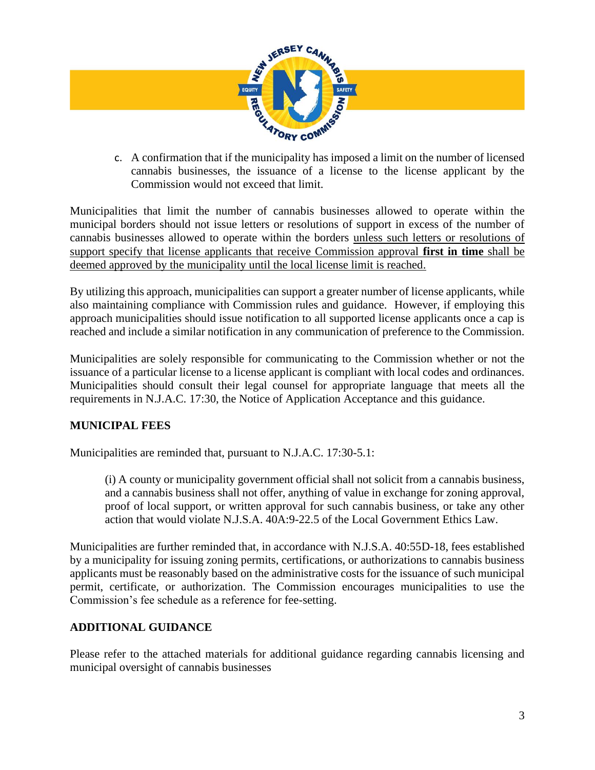c. A confirmation that if the municipality has imposed a limit on the number of licensed cannabis businesses, the issuance of a license to the license applicant by the Commission would not exceed that limit.

Municipalities that limit the number of cannabis businesses allowed to operate within the municipal borders should not issue letters or resolutions of support in excess of the number of cannabis businesses allowed to operate within the borders <u>unless such letters or resolutions of support specify that license applicants that receive Commission approval **first in time** shall be deemed approved by the municipality until the local license limit is reached.</u>

By utilizing this approach, municipalities can support a greater number of license applicants, while also maintaining compliance with Commission rules and guidance. However, if employing this approach municipalities should issue notification to all supported license applicants once a cap is reached and include a similar notification in any communication of preference to the Commission.

Municipalities are solely responsible for communicating to the Commission whether or not the issuance of a particular license to a license applicant is compliant with local codes and ordinances. Municipalities should consult their legal counsel for appropriate language that meets all the requirements in N.J.A.C. 17:30, the Notice of Application Acceptance and this guidance.

## MUNICIPAL FEES

Municipalities are reminded that, pursuant to N.J.A.C. 17:30-5.1:

> (i) A county or municipality government official shall not solicit from a cannabis business, and a cannabis business shall not offer, anything of value in exchange for zoning approval, proof of local support, or written approval for such cannabis business, or take any other action that would violate N.J.S.A. 40A:9-22.5 of the Local Government Ethics Law.

Municipalities are further reminded that, in accordance with N.J.S.A. 40:55D-18, fees established by a municipality for issuing zoning permits, certifications, or authorizations to cannabis business applicants must be reasonably based on the administrative costs for the issuance of such municipal permit, certificate, or authorization. The Commission encourages municipalities to use the Commission's fee schedule as a reference for fee-setting.

## ADDITIONAL GUIDANCE

Please refer to the attached materials for additional guidance regarding cannabis licensing and municipal oversight of cannabis businesses